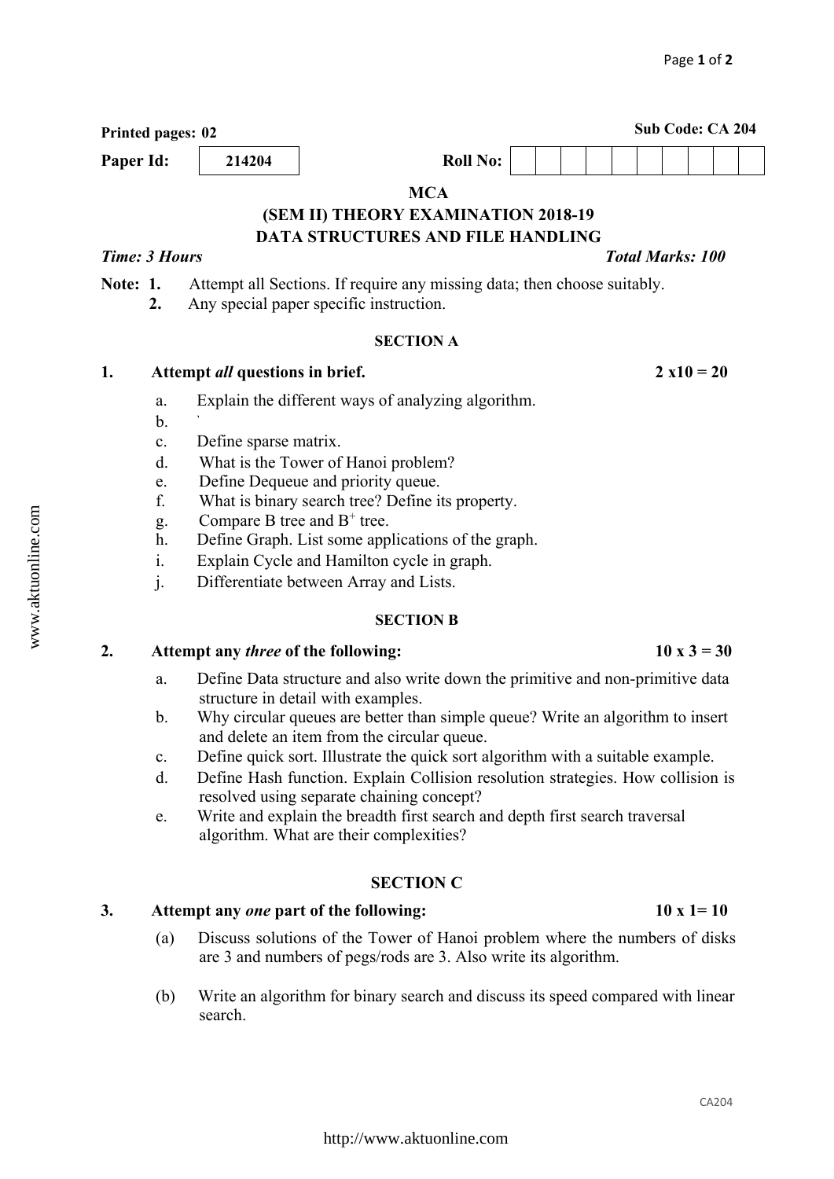**Printed pages: 02** **Sub Code: CA 204**

**Paper Id:** | 214204 | **Roll No:** | | | | | | | | | | |

**MCA**

**(SEM II) THEORY EXAMINATION 2018-19**

**DATA STRUCTURES AND FILE HANDLING**

***Time: 3 Hours*** ***Total Marks: 100***

**Note: 1.** Attempt all Sections. If require any missing data; then choose suitably.

**2.** Any special paper specific instruction.

**SECTION A**

**1. Attempt *all* questions in brief. 2 x10 = 20**

a. Explain the different ways of analyzing algorithm.

b. `

c. Define sparse matrix.

d. What is the Tower of Hanoi problem?

e. Define Dequeue and priority queue.

f. What is binary search tree? Define its property.

g. Compare B tree and $B^+$ tree.

h. Define Graph. List some applications of the graph.

i. Explain Cycle and Hamilton cycle in graph.

j. Differentiate between Array and Lists.

**SECTION B**

**2. Attempt any *three* of the following: 10 x 3 = 30**

a. Define Data structure and also write down the primitive and non-primitive data structure in detail with examples.

b. Why circular queues are better than simple queue? Write an algorithm to insert and delete an item from the circular queue.

c. Define quick sort. Illustrate the quick sort algorithm with a suitable example.

d. Define Hash function. Explain Collision resolution strategies. How collision is resolved using separate chaining concept?

e. Write and explain the breadth first search and depth first search traversal algorithm. What are their complexities?

**SECTION C**

**3. Attempt any *one* part of the following: 10 x 1= 10**

(a) Discuss solutions of the Tower of Hanoi problem where the numbers of disks are 3 and numbers of pegs/rods are 3. Also write its algorithm.

(b) Write an algorithm for binary search and discuss its speed compared with linear search.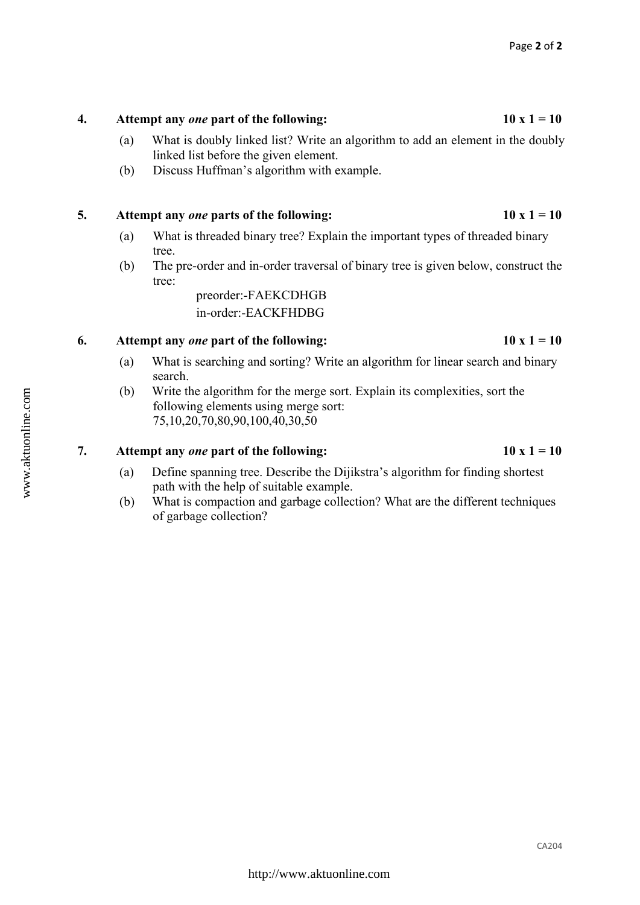**4. Attempt any *one* part of the following: 10 x 1 = 10**

(a) What is doubly linked list? Write an algorithm to add an element in the doubly linked list before the given element.

(b) Discuss Huffman's algorithm with example.

**5. Attempt any *one* parts of the following: 10 x 1 = 10**

(a) What is threaded binary tree? Explain the important types of threaded binary tree.

(b) The pre-order and in-order traversal of binary tree is given below, construct the tree:

preorder:-FAEKCDHGB

in-order:-EACKFHDBG

**6. Attempt any *one* part of the following: 10 x 1 = 10**

(a) What is searching and sorting? Write an algorithm for linear search and binary search.

(b) Write the algorithm for the merge sort. Explain its complexities, sort the following elements using merge sort:
75,10,20,70,80,90,100,40,30,50

**7. Attempt any *one* part of the following: 10 x 1 = 10**

(a) Define spanning tree. Describe the Dijikstra's algorithm for finding shortest path with the help of suitable example.

(b) What is compaction and garbage collection? What are the different techniques of garbage collection?